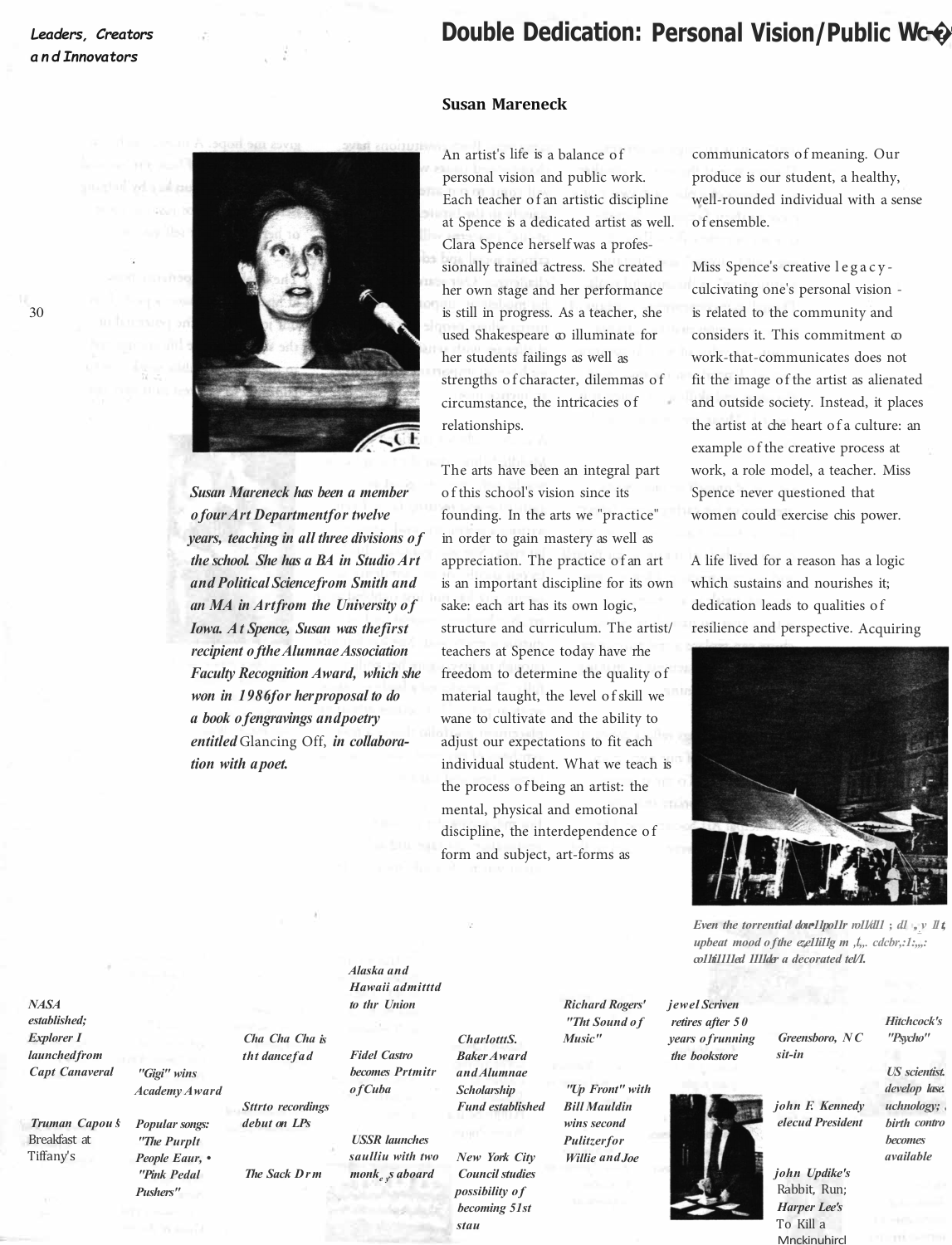# Double Dedication: Personal Vision/Public Wc�

## Susan Mareneck

*Susan Mareneck has been a member of our Art Department for twelve years, teaching in all three divisions of the school. She has a BA in Studio Art and Political Science from Smith and an MA in Art from the University of Iowa. At Spence, Susan was the first recipient of the Alumnae Association Faculty Recognition Award, which she won in 1986 for her proposal to do a book of engravings and poetry entitled* Glancing Off, *in collaboration with a poet.*

An artist's life is a balance of personal vision and public work. Each teacher of an artistic discipline at Spence is a dedicated artist as well. Clara Spence herself was a professionally trained actress. She created her own stage and her performance is still in progress. As a teacher, she used Shakespeare co illuminate for her students failings as well as strengths of character, dilemmas of circumstance, the intricacies of relationships.

The arts have been an integral part of this school's vision since its founding. In the arts we "practice" in order to gain mastery as well as appreciation. The practice of an art is an important discipline for its own sake: each art has its own logic, structure and curriculum. The artist/teachers at Spence today have rhe freedom to determine the quality of material taught, the level of skill we wane to cultivate and the ability to adjust our expectations to fit each individual student. What we teach is the process of being an artist: the mental, physical and emotional discipline, the interdependence of form and subject, art-forms as communicators of meaning. Our produce is our student, a healthy, well-rounded individual with a sense of ensemble.

Miss Spence's creative legacy-culcivating one's personal vision - is related to the community and considers it. This commitment co work-that-communicates does not fit the image of the artist as alienated and outside society. Instead, it places the artist at che heart of a culture: an example of the creative process at work, a role model, a teacher. Miss Spence never questioned that women could exercise chis power.

A life lived for a reason has a logic which sustains and nourishes it; dedication leads to qualities of resilience and perspective. Acquiring

*Even the torrential dowllpollr rolll4ll1 ; dl , y Ilt upbeat mood of the e,elliilg m ,l,,. cdcbr,:1:,,,: colhill1led Illlder a decorated tell.*

*NASA established; Explorer I launched from Capt Canaveral*

*Truman Capou's* Breakfast at Tiffany's

*"Gigi" wins Academy Award*

*Popular songs: "The Purplt People Eaur," "Pink Pedal Pushers"*

*Cha Cha Cha is tht dance fad*

*Sttrto recordings debut on LPs*

*The Sack Drm*

*Alaska and Hawaii admitttd to thr Union*

*Fidel Castro becomes Prtmitr of Cuba*

*USSR launches saulliu with two monkeys aboard*

*CharlotttS. Baker Award and Alumnae Scholarship Fund established*

*New York City Council studies possibility of becoming 51st stau*

*Richard Rogers' "Tht Sound of Music"*

*"Up Front" with Bill Mauldin wins second Pulitzer for Willie and Joe*

*jewel Scriven retires after 50 years of running the bookstore*

*Greensboro, NC sit-in*

*john F. Kennedy elecud President*

*john Updike's* Rabbit, Run; *Harper Lee's* To Kill a Mnckinuhircl

*Hitchcock's "Psycho"*

*US scientist. develop lase. uchnology; birth contro becomes available*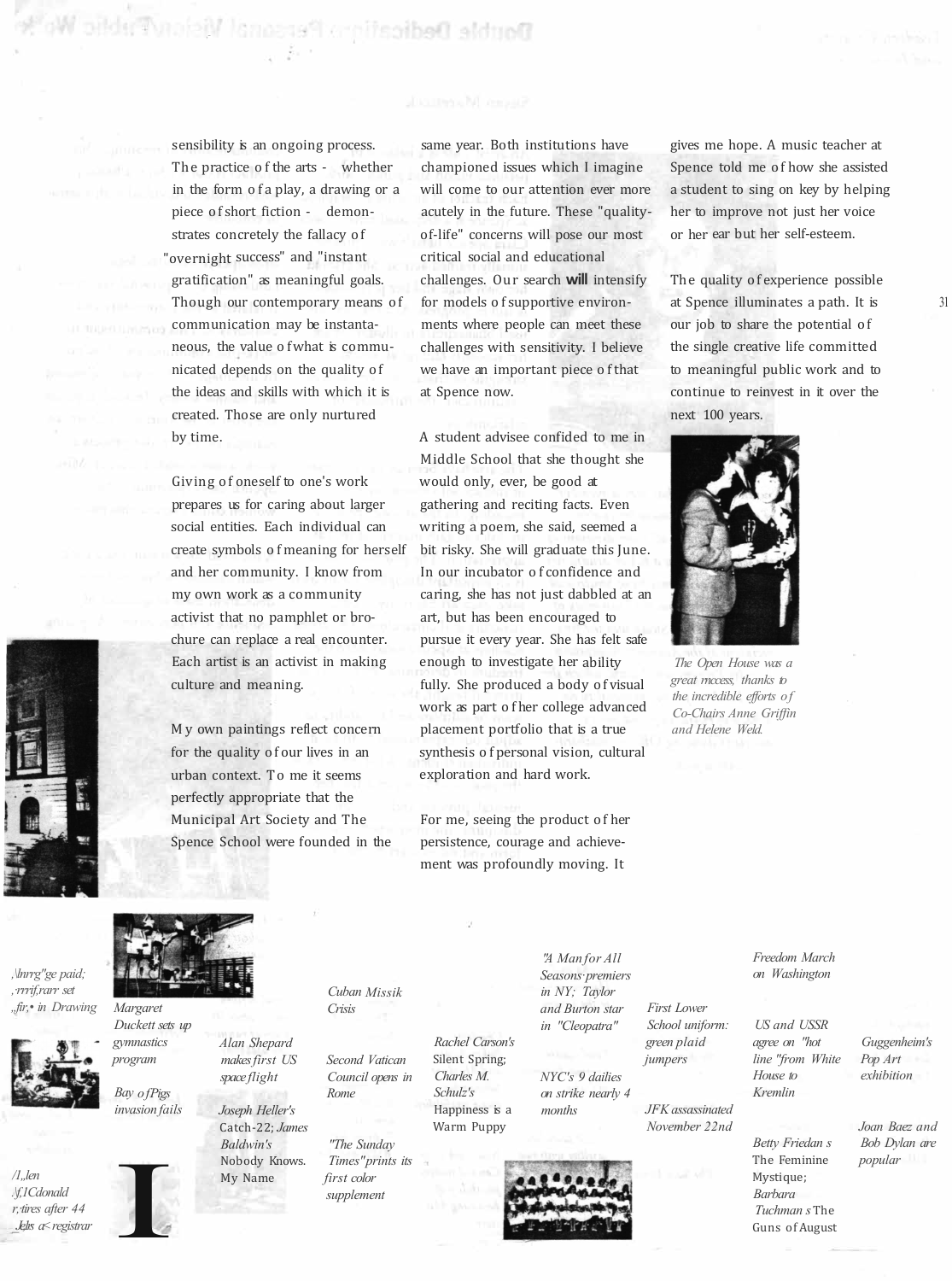sensibility is an ongoing process. The practice of the arts - whether in the form of a play, a drawing or a piece of short fiction - demonstrates concretely the fallacy of "overnight success" and "instant gratification" as meaningful goals. Though our contemporary means of communication may be instantaneous, the value of what is communicated depends on the quality of the ideas and skills with which it is created. Those are only nurtured by time.

Giving of oneself to one's work prepares us for caring about larger social entities. Each individual can create symbols of meaning for herself and her community. I know from my own work as a community activist that no pamphlet or brochure can replace a real encounter. Each artist is an activist in making culture and meaning.

My own paintings reflect concern for the quality of our lives in an urban context. To me it seems perfectly appropriate that the Municipal Art Society and The Spence School were founded in the same year. Both institutions have championed issues which I imagine will come to our attention ever more acutely in the future. These "quality-of-life" concerns will pose our most critical social and educational challenges. Our search **will** intensify for models of supportive environments where people can meet these challenges with sensitivity. I believe we have an important piece of that at Spence now.

A student advisee confided to me in Middle School that she thought she would only, ever, be good at gathering and reciting facts. Even writing a poem, she said, seemed a bit risky. She will graduate this June. In our incubator of confidence and caring, she has not just dabbled at an art, but has been encouraged to pursue it every year. She has felt safe enough to investigate her ability fully. She produced a body of visual work as part of her college advanced placement portfolio that is a true synthesis of personal vision, cultural exploration and hard work.

For me, seeing the product of her persistence, courage and achievement was profoundly moving. It gives me hope. A music teacher at Spence told me of how she assisted a student to sing on key by helping her to improve not just her voice or her ear but her self-esteem.

The quality of experience possible at Spence illuminates a path. It is our job to share the potential of the single creative life committed to meaningful public work and to continue to reinvest in it over the next 100 years.

*The Open House was a great success, thanks to the incredible efforts of Co-Chairs Anne Griffin and Helene Weld.*

*Margaret Duckett sets up gymnastics program*

*Bay of Pigs invasion fails*

*Alan Shepard makes first US space flight*

*Joseph Heller's* Catch-22; *James Baldwin's* Nobody Knows My Name

*Cuban Missile Crisis*

*Second Vatican Council opens in Rome*

*"The Sunday Times" prints its first color supplement*

*Rachel Carson's* Silent Spring; *Charles M. Schulz's* Happiness is a Warm Puppy

*"A Man for All Seasons" premiers in NY; Taylor and Burton star in "Cleopatra"*

*NYC's 9 dailies on strike nearly 4 months*

*First Lower School uniform: green plaid jumpers*

*JFK assassinated November 22nd*

*Freedom March on Washington*

*US and USSR agree on "hot line" from White House to Kremlin*

*Betty Friedan's* The Feminine Mystique; *Barbara Tuchman's* The Guns of August

*Guggenheim's Pop Art exhibition*

*Joan Baez and Bob Dylan are popular*